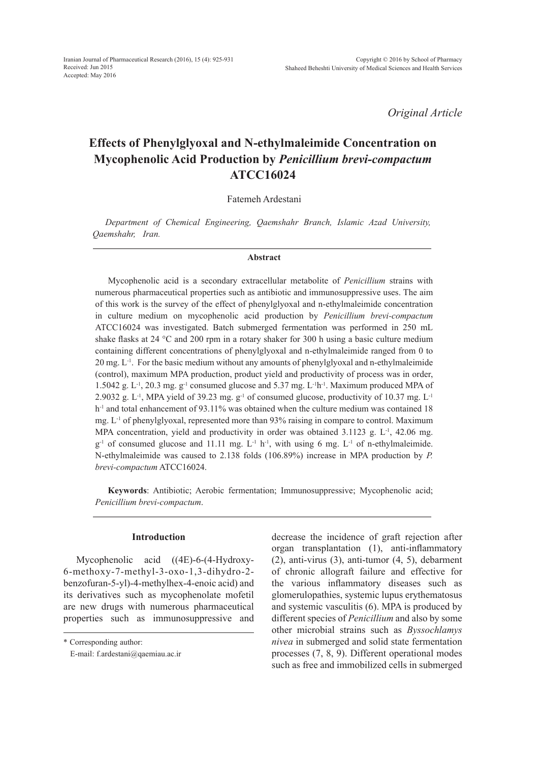*Original Article*

# Effects of Phenylglyoxal and N-ethylmaleimide Concentration on Mycophenolic Acid Production by *Penicillium brevi-compactum* ATCC16024

Fatemeh Ardestani

*Department of Chemical Engineering, Qaemshahr Branch, Islamic Azad University, Qaemshahr, Iran.*

## Abstract

Mycophenolic acid is a secondary extracellular metabolite of *Penicillium* strains with numerous pharmaceutical properties such as antibiotic and immunosuppressive uses. The aim of this work is the survey of the effect of phenylglyoxal and n-ethylmaleimide concentration in culture medium on mycophenolic acid production by *Penicillium brevi-compactum* ATCC16024 was investigated. Batch submerged fermentation was performed in 250 mL shake flasks at 24 °C and 200 rpm in a rotary shaker for 300 h using a basic culture medium containing different concentrations of phenylglyoxal and n-ethylmaleimide ranged from 0 to 20 mg. $L^{-1}$. For the basic medium without any amounts of phenylglyoxal and n-ethylmaleimide (control), maximum MPA production, product yield and productivity of process was in order, 1.5042 g. $L^{-1}$, 20.3 mg. $g^{-1}$ consumed glucose and 5.37 mg. $L^{-1}h^{-1}$. Maximum produced MPA of 2.9032 g. $L^{-1}$, MPA yield of 39.23 mg. $g^{-1}$ of consumed glucose, productivity of 10.37 mg. $L^{-1}$ $h^{-1}$ and total enhancement of 93.11% was obtained when the culture medium was contained 18 mg. $L^{-1}$ of phenylglyoxal, represented more than 93% raising in compare to control. Maximum MPA concentration, yield and productivity in order was obtained 3.1123 g. $L^{-1}$, 42.06 mg. $g^{-1}$ of consumed glucose and 11.11 mg. $L^{-1}$ $h^{-1}$, with using 6 mg. $L^{-1}$ of n-ethylmaleimide. N-ethylmaleimide was caused to 2.138 folds (106.89%) increase in MPA production by *P. brevi-compactum* ATCC16024.

**Keywords**: Antibiotic; Aerobic fermentation; Immunosuppressive; Mycophenolic acid; *Penicillium brevi-compactum*.

## Introduction

Mycophenolic acid ((4E)-6-(4-Hydroxy-6-methoxy-7-methyl-3-oxo-1,3-dihydro-2-benzofuran-5-yl)-4-methylhex-4-enoic acid) and its derivatives such as mycophenolate mofetil are new drugs with numerous pharmaceutical properties such as immunosuppressive and decrease the incidence of graft rejection after organ transplantation (1), anti-inflammatory (2), anti-virus (3), anti-tumor (4, 5), debarment of chronic allograft failure and effective for the various inflammatory diseases such as glomerulopathies, systemic lupus erythematosus and systemic vasculitis (6). MPA is produced by different species of *Penicillium* and also by some other microbial strains such as *Byssochlamys nivea* in submerged and solid state fermentation processes (7, 8, 9). Different operational modes such as free and immobilized cells in submerged

\* Corresponding author:

E-mail: f.ardestani@qaemiau.ac.ir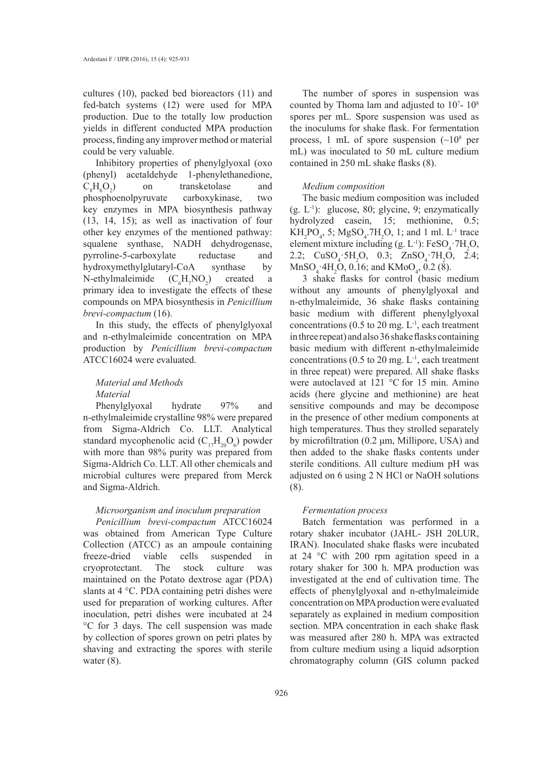cultures (10), packed bed bioreactors (11) and fed-batch systems (12) were used for MPA production. Due to the totally low production yields in different conducted MPA production process, finding any improver method or material could be very valuable.

Inhibitory properties of phenylglyoxal (oxo (phenyl) acetaldehyde 1-phenylethanedione, $C_8H_6O_2$) on transketolase and phosphoenolpyruvate carboxykinase, two key enzymes in MPA biosynthesis pathway (13, 14, 15); as well as inactivation of four other key enzymes of the mentioned pathway: squalene synthase, NADH dehydrogenase, pyrroline-5-carboxylate reductase and hydroxymethylglutaryl-CoA synthase by N-ethylmaleimide ($C_6H_7NO_2$) created a primary idea to investigate the effects of these compounds on MPA biosynthesis in *Penicillium brevi-compactum* (16).

In this study, the effects of phenylglyoxal and n-ethylmaleimide concentration on MPA production by *Penicillium brevi-compactum* ATCC16024 were evaluated.

## Material and Methods

### Material

Phenylglyoxal hydrate 97% and n-ethylmaleimide crystalline 98% were prepared from Sigma-Aldrich Co. LLT. Analytical standard mycophenolic acid ($C_{17}H_{20}O_6$) powder with more than 98% purity was prepared from Sigma-Aldrich Co. LLT. All other chemicals and microbial cultures were prepared from Merck and Sigma-Aldrich.

### Microorganism and inoculum preparation

*Penicillium brevi-compactum* ATCC16024 was obtained from American Type Culture Collection (ATCC) as an ampoule containing freeze-dried viable cells suspended in cryoprotectant. The stock culture was maintained on the Potato dextrose agar (PDA) slants at 4 °C. PDA containing petri dishes were used for preparation of working cultures. After inoculation, petri dishes were incubated at 24 °C for 3 days. The cell suspension was made by collection of spores grown on petri plates by shaving and extracting the spores with sterile water (8).

The number of spores in suspension was counted by Thoma lam and adjusted to $10^7$- $10^8$ spores per mL. Spore suspension was used as the inoculums for shake flask. For fermentation process, 1 mL of spore suspension (~$10^8$ per mL) was inoculated to 50 mL culture medium contained in 250 mL shake flasks (8).

### Medium composition

The basic medium composition was included (g. $L^{-1}$): glucose, 80; glycine, 9; enzymatically hydrolyzed casein, 15; methionine, 0.5; $KH_2PO_4$, 5; $MgSO_4.7H_2O$, 1; and 1 ml. $L^{-1}$ trace element mixture including (g. $L^{-1}$): $FeSO_4 \cdot 7H_2O$, 2.2; $CuSO_4 \cdot 5H_2O$, 0.3; $ZnSO_4 \cdot 7H_2O$, 2.4; $MnSO_4 \cdot 4H_2O$, 0.16; and $KMoO_4$, 0.2 (8).

3 shake flasks for control (basic medium without any amounts of phenylglyoxal and n-ethylmaleimide, 36 shake flasks containing basic medium with different phenylglyoxal concentrations (0.5 to 20 mg. $L^{-1}$, each treatment in three repeat) and also 36 shake flasks containing basic medium with different n-ethylmaleimide concentrations (0.5 to 20 mg. $L^{-1}$, each treatment in three repeat) were prepared. All shake flasks were autoclaved at 121 °C for 15 min. Amino acids (here glycine and methionine) are heat sensitive compounds and may be decompose in the presence of other medium components at high temperatures. Thus they strolled separately by microfiltration (0.2 µm, Millipore, USA) and then added to the shake flasks contents under sterile conditions. All culture medium pH was adjusted on 6 using 2 N HCl or NaOH solutions (8).

### Fermentation process

Batch fermentation was performed in a rotary shaker incubator (JAHL- JSH 20LUR, IRAN). Inoculated shake flasks were incubated at 24 °C with 200 rpm agitation speed in a rotary shaker for 300 h. MPA production was investigated at the end of cultivation time. The effects of phenylglyoxal and n-ethylmaleimide concentration on MPA production were evaluated separately as explained in medium composition section. MPA concentration in each shake flask was measured after 280 h. MPA was extracted from culture medium using a liquid adsorption chromatography column (GIS column packed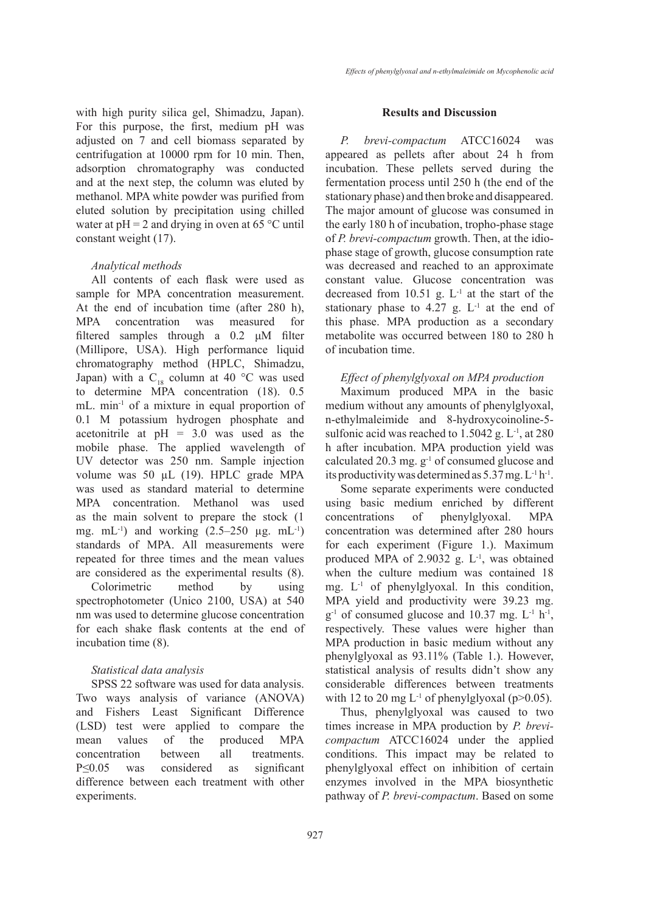with high purity silica gel, Shimadzu, Japan). For this purpose, the first, medium pH was adjusted on 7 and cell biomass separated by centrifugation at 10000 rpm for 10 min. Then, adsorption chromatography was conducted and at the next step, the column was eluted by methanol. MPA white powder was purified from eluted solution by precipitation using chilled water at pH = 2 and drying in oven at 65 °C until constant weight (17).

### *Analytical methods*

All contents of each flask were used as sample for MPA concentration measurement. At the end of incubation time (after 280 h), MPA concentration was measured for filtered samples through a 0.2 μM filter (Millipore, USA). High performance liquid chromatography method (HPLC, Shimadzu, Japan) with a $C_{18}$ column at 40 °C was used to determine MPA concentration (18). 0.5 mL. min$^{-1}$ of a mixture in equal proportion of 0.1 M potassium hydrogen phosphate and acetonitrile at pH = 3.0 was used as the mobile phase. The applied wavelength of UV detector was 250 nm. Sample injection volume was 50 µL (19). HPLC grade MPA was used as standard material to determine MPA concentration. Methanol was used as the main solvent to prepare the stock (1 mg. mL$^{-1}$) and working (2.5–250 µg. mL$^{-1}$) standards of MPA. All measurements were repeated for three times and the mean values are considered as the experimental results (8).

Colorimetric method by using spectrophotometer (Unico 2100, USA) at 540 nm was used to determine glucose concentration for each shake flask contents at the end of incubation time (8).

### *Statistical data analysis*

SPSS 22 software was used for data analysis. Two ways analysis of variance (ANOVA) and Fishers Least Significant Difference (LSD) test were applied to compare the mean values of the produced MPA concentration between all treatments. $P \leq 0.05$ was considered as significant difference between each treatment with other experiments.

## Results and Discussion

*P. brevi-compactum* ATCC16024 was appeared as pellets after about 24 h from incubation. These pellets served during the fermentation process until 250 h (the end of the stationary phase) and then broke and disappeared. The major amount of glucose was consumed in the early 180 h of incubation, tropho-phase stage of *P. brevi-compactum* growth. Then, at the idio-phase stage of growth, glucose consumption rate was decreased and reached to an approximate constant value. Glucose concentration was decreased from 10.51 g. L$^{-1}$ at the start of the stationary phase to 4.27 g. L$^{-1}$ at the end of this phase. MPA production as a secondary metabolite was occurred between 180 to 280 h of incubation time.

### *Effect of phenylglyoxal on MPA production*

Maximum produced MPA in the basic medium without any amounts of phenylglyoxal, n-ethylmaleimide and 8-hydroxycoinoline-5-sulfonic acid was reached to 1.5042 g. L$^{-1}$, at 280 h after incubation. MPA production yield was calculated 20.3 mg. g$^{-1}$ of consumed glucose and its productivity was determined as 5.37 mg. L$^{-1}$ h$^{-1}$.

Some separate experiments were conducted using basic medium enriched by different concentrations of phenylglyoxal. MPA concentration was determined after 280 hours for each experiment (Figure 1.). Maximum produced MPA of 2.9032 g. L$^{-1}$, was obtained when the culture medium was contained 18 mg. L$^{-1}$ of phenylglyoxal. In this condition, MPA yield and productivity were 39.23 mg. g$^{-1}$ of consumed glucose and 10.37 mg. L$^{-1}$ h$^{-1}$, respectively. These values were higher than MPA production in basic medium without any phenylglyoxal as 93.11% (Table 1.). However, statistical analysis of results didn't show any considerable differences between treatments with 12 to 20 mg L$^{-1}$ of phenylglyoxal ($p > 0.05$).

Thus, phenylglyoxal was caused to two times increase in MPA production by *P. brevi-compactum* ATCC16024 under the applied conditions. This impact may be related to phenylglyoxal effect on inhibition of certain enzymes involved in the MPA biosynthetic pathway of *P. brevi-compactum*. Based on some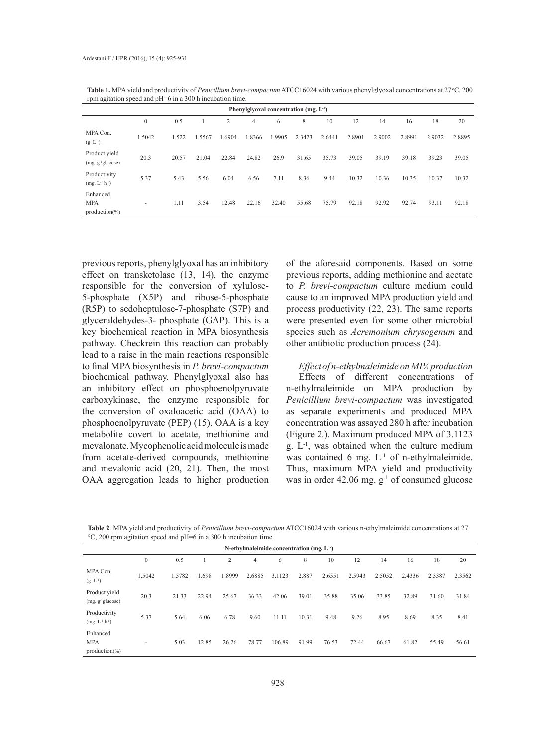**Table 1.** MPA yield and productivity of *Penicillium brevi-compactum* ATCC16024 with various phenylglyoxal concentrations at 27 °C, 200 rpm agitation speed and pH=6 in a 300 h incubation time.

| | Phenylglyoxal concentration (mg. $L^{-1}$) | | | | | | | | | | | | |
|---|---|---|---|---|---|---|---|---|---|---|---|---|---|
| | 0 | 0.5 | 1 | 2 | 4 | 6 | 8 | 10 | 12 | 14 | 16 | 18 | 20 |
| MPA Con. (g. $L^{-1}$) | 1.5042 | 1.522 | 1.5567 | 1.6904 | 1.8366 | 1.9905 | 2.3423 | 2.6441 | 2.8901 | 2.9002 | 2.8991 | 2.9032 | 2.8895 |
| Product yield (mg. $g^{-1}$glucose) | 20.3 | 20.57 | 21.04 | 22.84 | 24.82 | 26.9 | 31.65 | 35.73 | 39.05 | 39.19 | 39.18 | 39.23 | 39.05 |
| Productivity (mg. $L^{-1}$ $h^{-1}$) | 5.37 | 5.43 | 5.56 | 6.04 | 6.56 | 7.11 | 8.36 | 9.44 | 10.32 | 10.36 | 10.35 | 10.37 | 10.32 |
| Enhanced MPA production(%) | - | 1.11 | 3.54 | 12.48 | 22.16 | 32.40 | 55.68 | 75.79 | 92.18 | 92.92 | 92.74 | 93.11 | 92.18 |

previous reports, phenylglyoxal has an inhibitory effect on transketolase (13, 14), the enzyme responsible for the conversion of xylulose-5-phosphate (X5P) and ribose-5-phosphate (R5P) to sedoheptulose-7-phosphate (S7P) and glyceraldehydes-3- phosphate (GAP). This is a key biochemical reaction in MPA biosynthesis pathway. Checkrein this reaction can probably lead to a raise in the main reactions responsible to final MPA biosynthesis in *P. brevi-compactum* biochemical pathway. Phenylglyoxal also has an inhibitory effect on phosphoenolpyruvate carboxykinase, the enzyme responsible for the conversion of oxaloacetic acid (OAA) to phosphoenolpyruvate (PEP) (15). OAA is a key metabolite covert to acetate, methionine and mevalonate. Mycophenolic acid molecule is made from acetate-derived compounds, methionine and mevalonic acid (20, 21). Then, the most OAA aggregation leads to higher production of the aforesaid components. Based on some previous reports, adding methionine and acetate to *P. brevi-compactum* culture medium could cause to an improved MPA production yield and process productivity (22, 23). The same reports were presented even for some other microbial species such as *Acremonium chrysogenum* and other antibiotic production process (24).

*Effect of n-ethylmaleimide on MPA production*

Effects of different concentrations of n-ethylmaleimide on MPA production by *Penicillium brevi-compactum* was investigated as separate experiments and produced MPA concentration was assayed 280 h after incubation (Figure 2.). Maximum produced MPA of 3.1123 g. $L^{-1}$, was obtained when the culture medium was contained 6 mg. $L^{-1}$ of n-ethylmaleimide. Thus, maximum MPA yield and productivity was in order 42.06 mg. $g^{-1}$ of consumed glucose

**Table 2**. MPA yield and productivity of *Penicillium brevi-compactum* ATCC16024 with various n-ethylmaleimide concentrations at 27 °C, 200 rpm agitation speed and pH=6 in a 300 h incubation time.

| | N-ethylmaleimide concentration (mg. $L^{-1}$) | | | | | | | | | | | | |
|---|---|---|---|---|---|---|---|---|---|---|---|---|---|
| | 0 | 0.5 | 1 | 2 | 4 | 6 | 8 | 10 | 12 | 14 | 16 | 18 | 20 |
| MPA Con. (g. $L^{-1}$) | 1.5042 | 1.5782 | 1.698 | 1.8999 | 2.6885 | 3.1123 | 2.887 | 2.6551 | 2.5943 | 2.5052 | 2.4336 | 2.3387 | 2.3562 |
| Product yield (mg. $g^{-1}$glucose) | 20.3 | 21.33 | 22.94 | 25.67 | 36.33 | 42.06 | 39.01 | 35.88 | 35.06 | 33.85 | 32.89 | 31.60 | 31.84 |
| Productivity (mg. $L^{-1}$ $h^{-1}$) | 5.37 | 5.64 | 6.06 | 6.78 | 9.60 | 11.11 | 10.31 | 9.48 | 9.26 | 8.95 | 8.69 | 8.35 | 8.41 |
| Enhanced MPA production(%) | - | 5.03 | 12.85 | 26.26 | 78.77 | 106.89 | 91.99 | 76.53 | 72.44 | 66.67 | 61.82 | 55.49 | 56.61 |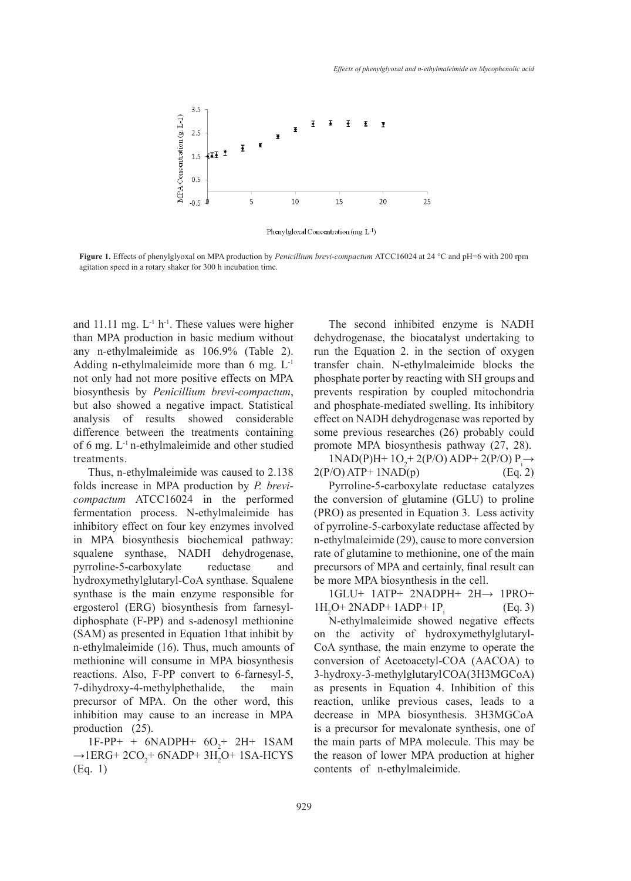**Figure 1.** Effects of phenylglyoxal on MPA production by *Penicillium brevi-compactum* ATCC16024 at 24 °C and pH=6 with 200 rpm agitation speed in a rotary shaker for 300 h incubation time.

and 11.11 mg. $L^{-1}$ $h^{-1}$. These values were higher than MPA production in basic medium without any n-ethylmaleimide as 106.9% (Table 2). Adding n-ethylmaleimide more than 6 mg. $L^{-1}$ not only had not more positive effects on MPA biosynthesis by *Penicillium brevi-compactum*, but also showed a negative impact. Statistical analysis of results showed considerable difference between the treatments containing of 6 mg. $L^{-1}$ n-ethylmaleimide and other studied treatments.

Thus, n-ethylmaleimide was caused to 2.138 folds increase in MPA production by *P. brevi-compactum* ATCC16024 in the performed fermentation process. N-ethylmaleimide has inhibitory effect on four key enzymes involved in MPA biosynthesis biochemical pathway: squalene synthase, NADH dehydrogenase, pyrroline-5-carboxylate reductase and hydroxymethylglutaryl-CoA synthase. Squalene synthase is the main enzyme responsible for ergosterol (ERG) biosynthesis from farnesyl-diphosphate (F-PP) and s-adenosyl methionine (SAM) as presented in Equation 1that inhibit by n-ethylmaleimide (16). Thus, much amounts of methionine will consume in MPA biosynthesis reactions. Also, F-PP convert to 6-farnesyl-5, 7-dihydroxy-4-methylphthalide, the main precursor of MPA. On the other word, this inhibition may cause to an increase in MPA production (25).

1F-PP+ + 6NADPH+ $6O_2$+ 2H+ 1SAM →1ERG+ $2CO_2$+ 6NADP+ $3H_2O$+ 1SA-HCYS (Eq. 1)

The second inhibited enzyme is NADH dehydrogenase, the biocatalyst undertaking to run the Equation 2. in the section of oxygen transfer chain. N-ethylmaleimide blocks the phosphate porter by reacting with SH groups and prevents respiration by coupled mitochondria and phosphate-mediated swelling. Its inhibitory effect on NADH dehydrogenase was reported by some previous researches (26) probably could promote MPA biosynthesis pathway (27, 28).

1NAD(P)H+ $1O_2$+ 2(P/O) ADP+ 2(P/O) $P_i$→ 2(P/O) ATP+ 1NAD(p) (Eq. 2)

Pyrroline-5-carboxylate reductase catalyzes the conversion of glutamine (GLU) to proline (PRO) as presented in Equation 3. Less activity of pyrroline-5-carboxylate reductase affected by n-ethylmaleimide (29), cause to more conversion rate of glutamine to methionine, one of the main precursors of MPA and certainly, final result can be more MPA biosynthesis in the cell.

1GLU+ 1ATP+ 2NADPH+ 2H→ 1PRO+ $1H_2O$+ 2NADP+ 1ADP+ $1P_i$ (Eq. 3)

N-ethylmaleimide showed negative effects on the activity of hydroxymethylglutaryl-CoA synthase, the main enzyme to operate the conversion of Acetoacetyl-COA (AACOA) to 3-hydroxy-3-methylglutarylCOA(3H3MGCoA) as presents in Equation 4. Inhibition of this reaction, unlike previous cases, leads to a decrease in MPA biosynthesis. 3H3MGCoA is a precursor for mevalonate synthesis, one of the main parts of MPA molecule. This may be the reason of lower MPA production at higher contents of n-ethylmaleimide.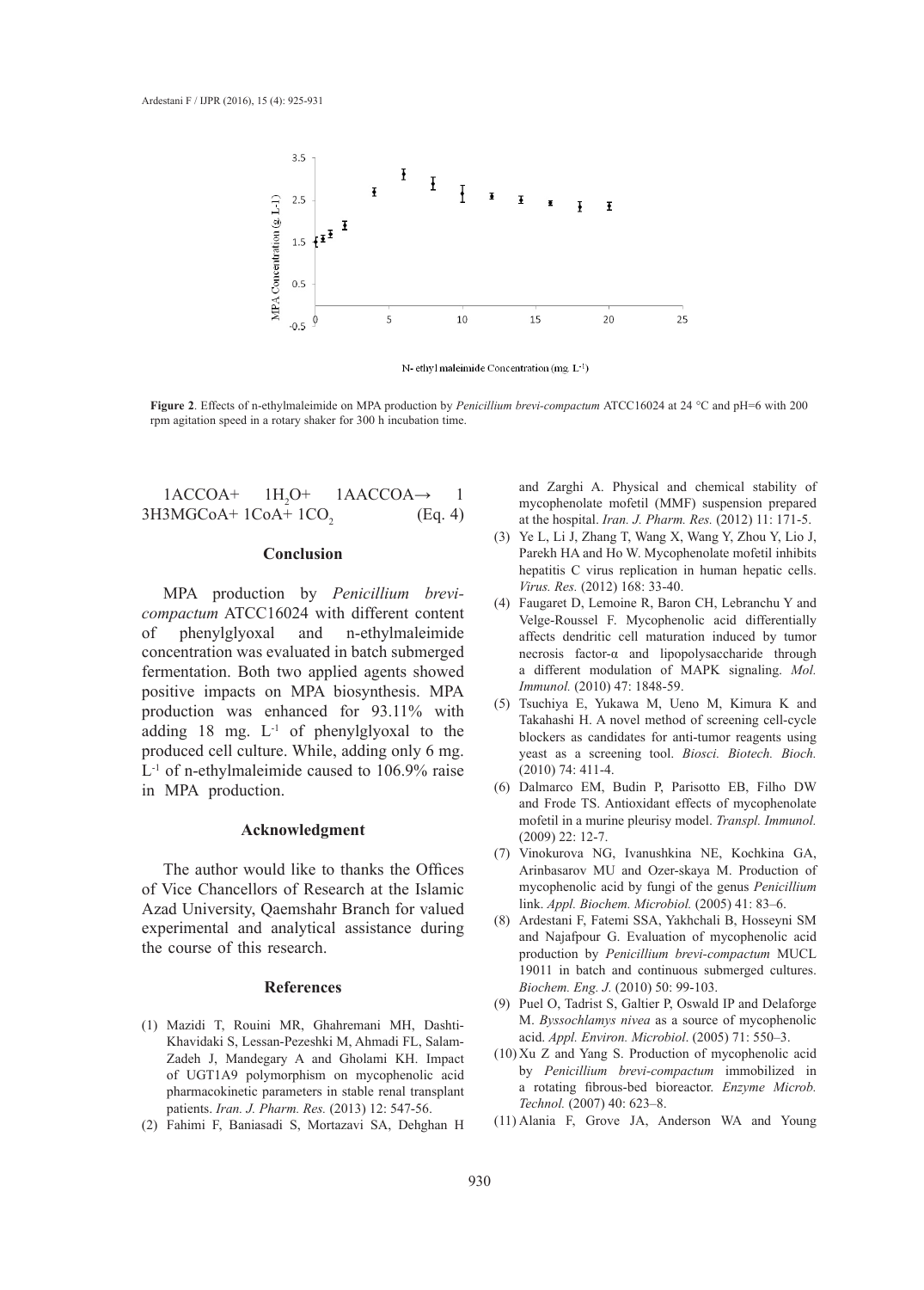**Figure 2**. Effects of n-ethylmaleimide on MPA production by *Penicillium brevi-compactum* ATCC16024 at 24 °C and pH=6 with 200 rpm agitation speed in a rotary shaker for 300 h incubation time.

$$1ACCOA + 1H_2O + 1AACCOA \rightarrow 1 3H3MGCoA + 1CoA + 1CO_2 \quad \text{(Eq. 4)}$$

## Conclusion

MPA production by *Penicillium brevi-compactum* ATCC16024 with different content of phenylglyoxal and n-ethylmaleimide concentration was evaluated in batch submerged fermentation. Both two applied agents showed positive impacts on MPA biosynthesis. MPA production was enhanced for 93.11% with adding 18 mg. $L^{-1}$ of phenylglyoxal to the produced cell culture. While, adding only 6 mg. $L^{-1}$ of n-ethylmaleimide caused to 106.9% raise in MPA production.

## Acknowledgment

The author would like to thanks the Offices of Vice Chancellors of Research at the Islamic Azad University, Qaemshahr Branch for valued experimental and analytical assistance during the course of this research.

## References

(1) Mazidi T, Rouini MR, Ghahremani MH, Dashti-Khavidaki S, Lessan-Pezeshki M, Ahmadi FL, Salam-Zadeh J, Mandegary A and Gholami KH. Impact of UGT1A9 polymorphism on mycophenolic acid pharmacokinetic parameters in stable renal transplant patients. *Iran. J. Pharm. Res.* (2013) 12: 547-56.

(2) Fahimi F, Baniasadi S, Mortazavi SA, Dehghan H and Zarghi A. Physical and chemical stability of mycophenolate mofetil (MMF) suspension prepared at the hospital. *Iran. J. Pharm. Res.* (2012) 11: 171-5.

(3) Ye L, Li J, Zhang T, Wang X, Wang Y, Zhou Y, Lio J, Parekh HA and Ho W. Mycophenolate mofetil inhibits hepatitis C virus replication in human hepatic cells. *Virus. Res.* (2012) 168: 33-40.

(4) Faugaret D, Lemoine R, Baron CH, Lebranchu Y and Velge-Roussel F. Mycophenolic acid differentially affects dendritic cell maturation induced by tumor necrosis factor-α and lipopolysaccharide through a different modulation of MAPK signaling. *Mol. Immunol.* (2010) 47: 1848-59.

(5) Tsuchiya E, Yukawa M, Ueno M, Kimura K and Takahashi H. A novel method of screening cell-cycle blockers as candidates for anti-tumor reagents using yeast as a screening tool. *Biosci. Biotech. Bioch.* (2010) 74: 411-4.

(6) Dalmarco EM, Budin P, Parisotto EB, Filho DW and Frode TS. Antioxidant effects of mycophenolate mofetil in a murine pleurisy model. *Transpl. Immunol.* (2009) 22: 12-7.

(7) Vinokurova NG, Ivanushkina NE, Kochkina GA, Arinbasarov MU and Ozer-skaya M. Production of mycophenolic acid by fungi of the genus *Penicillium* link. *Appl. Biochem. Microbiol.* (2005) 41: 83–6.

(8) Ardestani F, Fatemi SSA, Yakhchali B, Hosseyni SM and Najafpour G. Evaluation of mycophenolic acid production by *Penicillium brevi-compactum* MUCL 19011 in batch and continuous submerged cultures. *Biochem. Eng. J.* (2010) 50: 99-103.

(9) Puel O, Tadrist S, Galtier P, Oswald IP and Delaforge M. *Byssochlamys nivea* as a source of mycophenolic acid. *Appl. Environ. Microbiol*. (2005) 71: 550–3.

(10) Xu Z and Yang S. Production of mycophenolic acid by *Penicillium brevi-compactum* immobilized in a rotating fibrous-bed bioreactor. *Enzyme Microb. Technol.* (2007) 40: 623–8.

(11) Alania F, Grove JA, Anderson WA and Young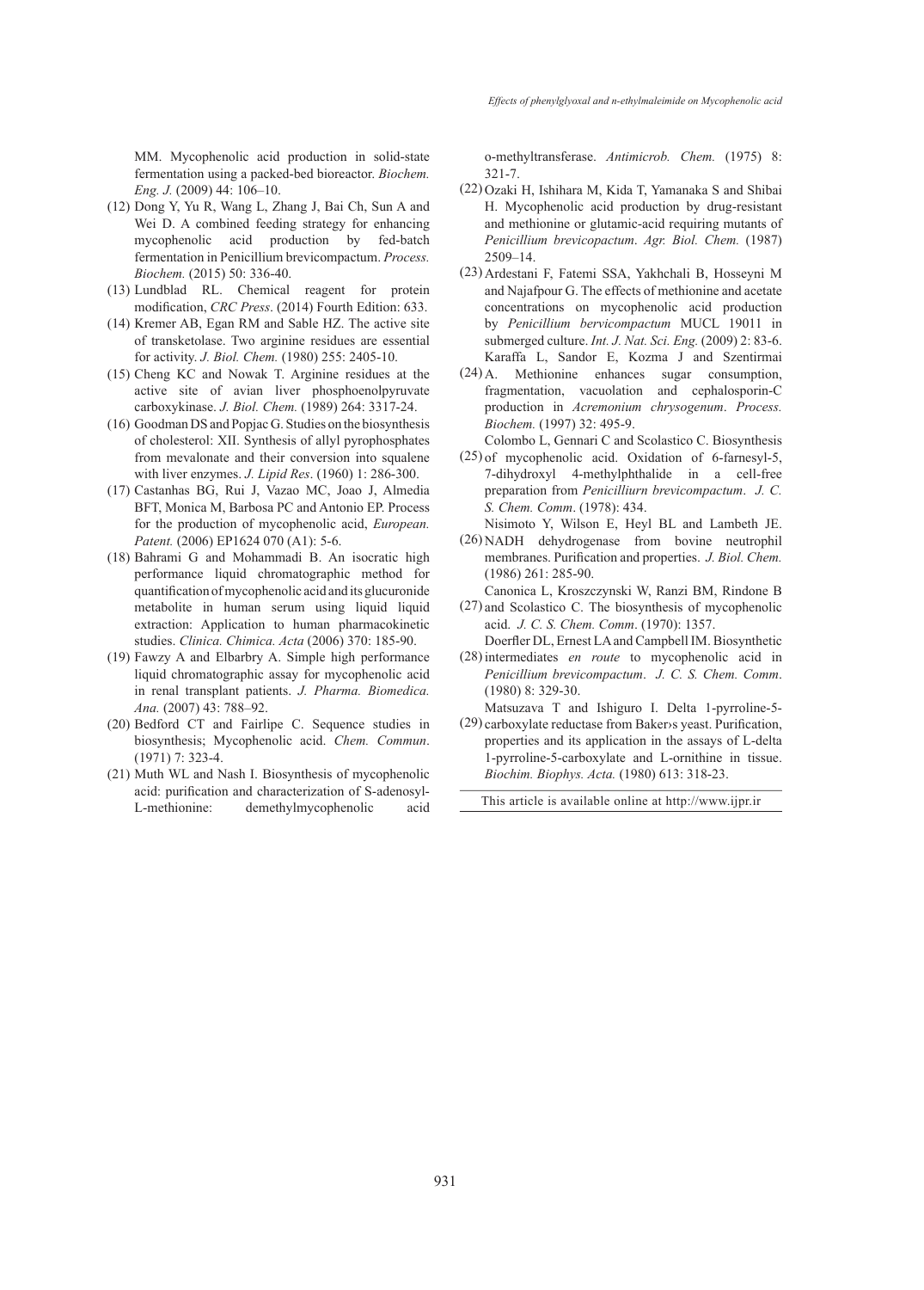MM. Mycophenolic acid production in solid-state fermentation using a packed-bed bioreactor. *Biochem. Eng. J.* (2009) 44: 106–10.

(12) Dong Y, Yu R, Wang L, Zhang J, Bai Ch, Sun A and Wei D. A combined feeding strategy for enhancing mycophenolic acid production by fed-batch fermentation in Penicillium brevicompactum. *Process. Biochem.* (2015) 50: 336-40.

(13) Lundblad RL. Chemical reagent for protein modification, *CRC Press*. (2014) Fourth Edition: 633.

(14) Kremer AB, Egan RM and Sable HZ. The active site of transketolase. Two arginine residues are essential for activity. *J. Biol. Chem.* (1980) 255: 2405-10.

(15) Cheng KC and Nowak T. Arginine residues at the active site of avian liver phosphoenolpyruvate carboxykinase. *J. Biol. Chem.* (1989) 264: 3317-24.

(16) Goodman DS and Popjac G. Studies on the biosynthesis of cholesterol: XII. Synthesis of allyl pyrophosphates from mevalonate and their conversion into squalene with liver enzymes. *J. Lipid Res*. (1960) 1: 286-300.

(17) Castanhas BG, Rui J, Vazao MC, Joao J, Almedia BFT, Monica M, Barbosa PC and Antonio EP. Process for the production of mycophenolic acid, *European. Patent.* (2006) EP1624 070 (A1): 5-6.

(18) Bahrami G and Mohammadi B. An isocratic high performance liquid chromatographic method for quantification of mycophenolic acid and its glucuronide metabolite in human serum using liquid liquid extraction: Application to human pharmacokinetic studies. *Clinica. Chimica. Acta* (2006) 370: 185-90.

(19) Fawzy A and Elbarbry A. Simple high performance liquid chromatographic assay for mycophenolic acid in renal transplant patients. *J. Pharma. Biomedica. Ana.* (2007) 43: 788–92.

(20) Bedford CT and Fairlipe C. Sequence studies in biosynthesis; Mycophenolic acid. *Chem. Commun*. (1971) 7: 323-4.

(21) Muth WL and Nash I. Biosynthesis of mycophenolic acid: purification and characterization of S-adenosyl-L-methionine: demethylmycophenolic acid o-methyltransferase. *Antimicrob. Chem.* (1975) 8: 321-7.

(22) Ozaki H, Ishihara M, Kida T, Yamanaka S and Shibai H. Mycophenolic acid production by drug-resistant and methionine or glutamic-acid requiring mutants of *Penicillium brevicopactum*. *Agr. Biol. Chem.* (1987) 2509–14.

(23) Ardestani F, Fatemi SSA, Yakhchali B, Hosseyni M and Najafpour G. The effects of methionine and acetate concentrations on mycophenolic acid production by *Penicillium bervicompactum* MUCL 19011 in submerged culture. *Int. J. Nat. Sci. Eng.* (2009) 2: 83-6.

(24) Karaffa L, Sandor E, Kozma J and Szentirmai A. Methionine enhances sugar consumption, fragmentation, vacuolation and cephalosporin-C production in *Acremonium chrysogenum*. *Process. Biochem.* (1997) 32: 495-9.

(25) Colombo L, Gennari C and Scolastico C. Biosynthesis of mycophenolic acid. Oxidation of 6-farnesyl-5, 7-dihydroxyl 4-methylphthalide in a cell-free preparation from *Penicilliurn brevicompactum*. *J. C. S. Chem. Comm*. (1978): 434.

(26) Nisimoto Y, Wilson E, Heyl BL and Lambeth JE. NADH dehydrogenase from bovine neutrophil membranes. Purification and properties. *J. Biol. Chem.* (1986) 261: 285-90.

(27) Canonica L, Kroszczynski W, Ranzi BM, Rindone B and Scolastico C. The biosynthesis of mycophenolic acid. *J. C. S. Chem. Comm*. (1970): 1357.

(28) Doerfler DL, Ernest LA and Campbell IM. Biosynthetic intermediates *en route* to mycophenolic acid in *Penicillium brevicompactum*. *J. C. S. Chem. Comm*. (1980) 8: 329-30.

(29) Matsuzava T and Ishiguro I. Delta 1-pyrroline-5-carboxylate reductase from Baker›s yeast. Purification, properties and its application in the assays of L-delta 1-pyrroline-5-carboxylate and L-ornithine in tissue. *Biochim. Biophys. Acta.* (1980) 613: 318-23.

This article is available online at http://www.ijpr.ir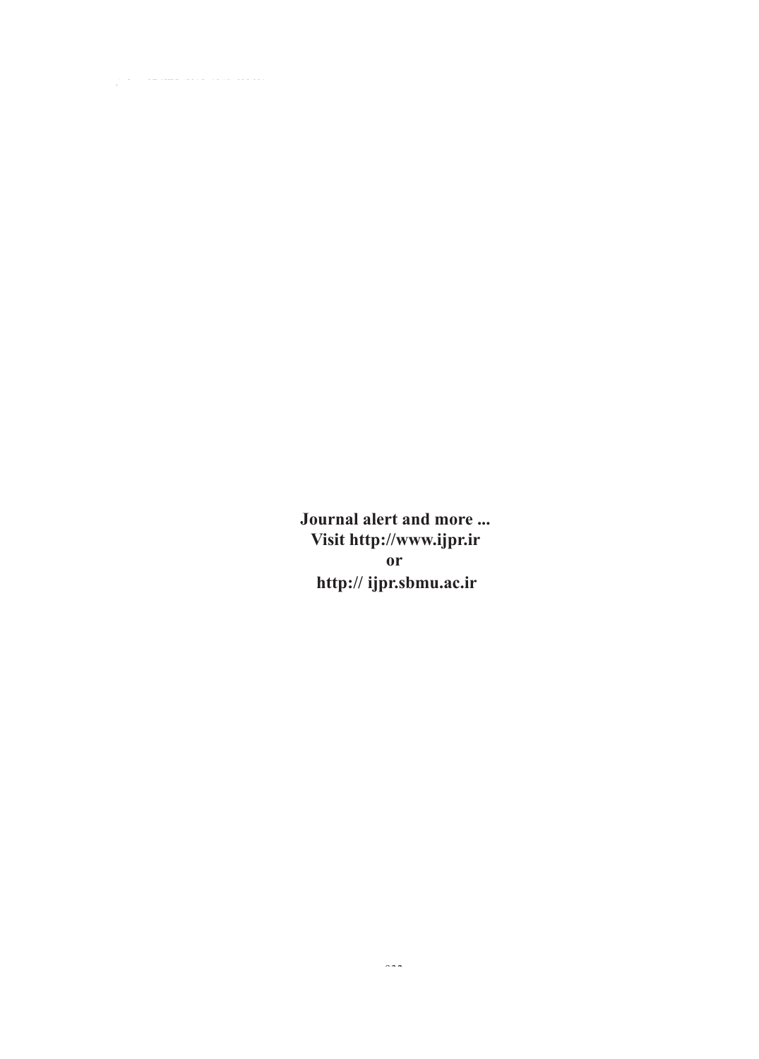**Journal alert and more ...**
**Visit http://www.ijpr.ir**
**or**
**http:// ijpr.sbmu.ac.ir**